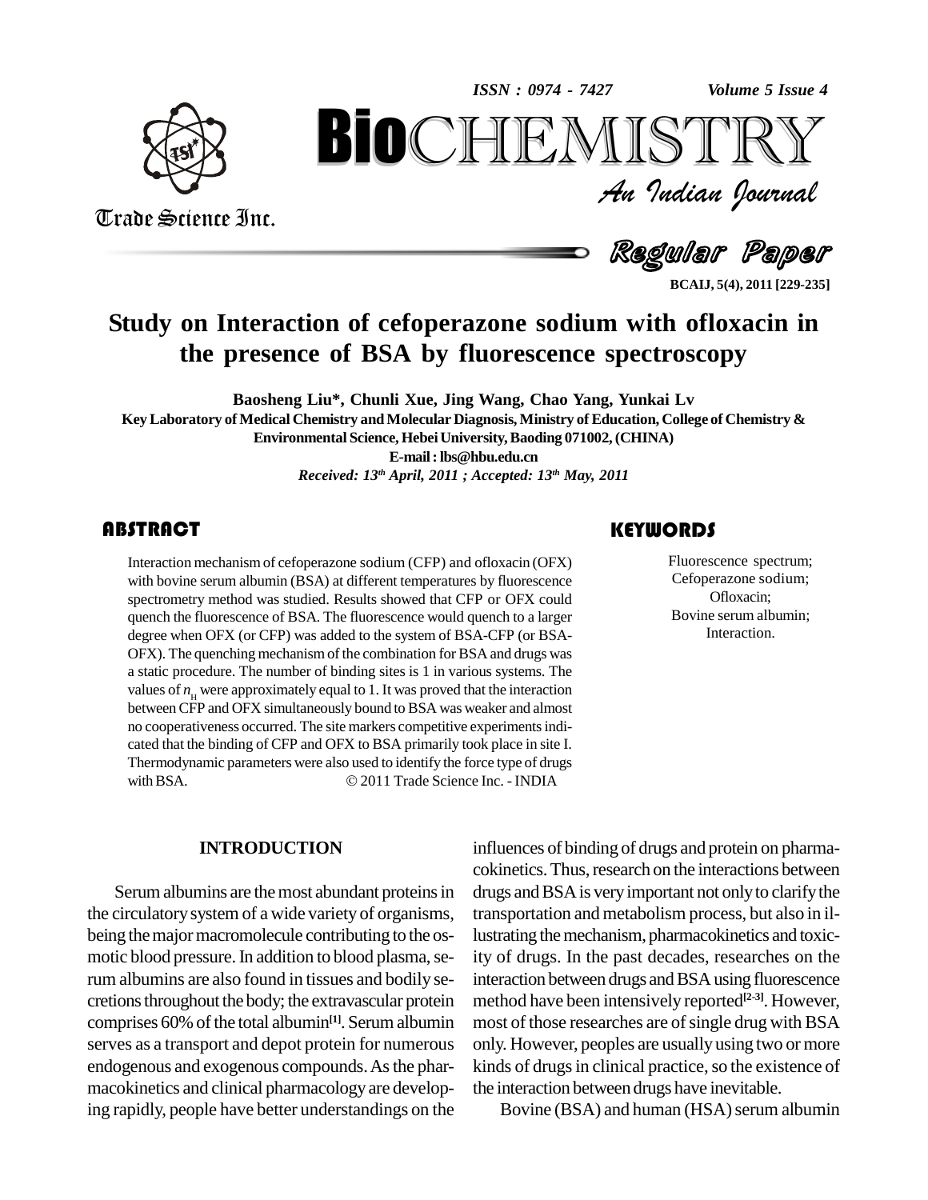# Study on Interaction of cefoperazone sodium with ofloxacin in the presence of BSA by fluorescence spectroscopy

**Baosheng Liu*, Chunli Xue, Jing Wang, Chao Yang, Yunkai Lv**

**Key Laboratory of Medical Chemistry and Molecular Diagnosis, Ministry of Education, College of Chemistry & Environmental Science, Hebei University, Baoding 071002, (CHINA)**

**E-mail : lbs@hbu.edu.cn**

***Received: 13th April, 2011 ; Accepted: 13th May, 2011***

## ABSTRACT

Interaction mechanism of cefoperazone sodium (CFP) and ofloxacin (OFX) with bovine serum albumin (BSA) at different temperatures by fluorescence spectrometry method was studied. Results showed that CFP or OFX could quench the fluorescence of BSA. The fluorescence would quench to a larger degree when OFX (or CFP) was added to the system of BSA-CFP (or BSA-OFX). The quenching mechanism of the combination for BSA and drugs was a static procedure. The number of binding sites is 1 in various systems. The values of $n_H$ were approximately equal to 1. It was proved that the interaction between CFP and OFX simultaneously bound to BSA was weaker and almost no cooperativeness occurred. The site markers competitive experiments indicated that the binding of CFP and OFX to BSA primarily took place in site I. Thermodynamic parameters were also used to identify the force type of drugs with BSA.

© 2011 Trade Science Inc. - INDIA

## KEYWORDS

Fluorescence spectrum;
Cefoperazone sodium;
Ofloxacin;
Bovine serum albumin;
Interaction.

## INTRODUCTION

Serum albumins are the most abundant proteins in the circulatory system of a wide variety of organisms, being the major macromolecule contributing to the osmotic blood pressure. In addition to blood plasma, serum albumins are also found in tissues and bodily secretions throughout the body; the extravascular protein comprises 60% of the total albumin[1]. Serum albumin serves as a transport and depot protein for numerous endogenous and exogenous compounds. As the pharmacokinetics and clinical pharmacology are developing rapidly, people have better understandings on the influences of binding of drugs and protein on pharmacokinetics. Thus, research on the interactions between drugs and BSA is very important not only to clarify the transportation and metabolism process, but also in illustrating the mechanism, pharmacokinetics and toxicity of drugs. In the past decades, researches on the interaction between drugs and BSA using fluorescence method have been intensively reported[2-3]. However, most of those researches are of single drug with BSA only. However, peoples are usually using two or more kinds of drugs in clinical practice, so the existence of the interaction between drugs have inevitable.

Bovine (BSA) and human (HSA) serum albumin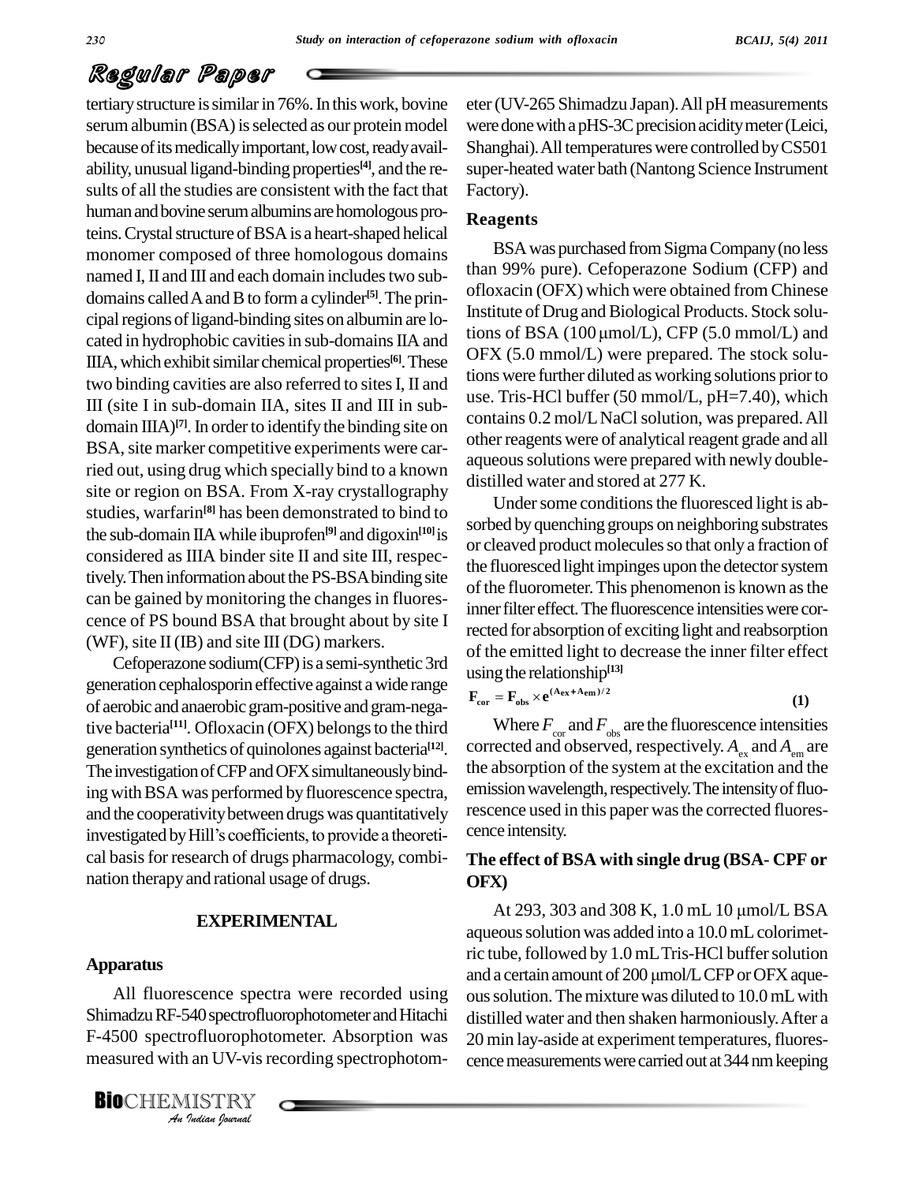tertiary structure is similar in 76%. In this work, bovine serum albumin (BSA) is selected as our protein model because of its medically important, low cost, ready availability, unusual ligand-binding properties[4], and the results of all the studies are consistent with the fact that human and bovine serum albumins are homologous proteins. Crystal structure of BSA is a heart-shaped helical monomer composed of three homologous domains named I, II and III and each domain includes two subdomains called A and B to form a cylinder[5]. The principal regions of ligand-binding sites on albumin are located in hydrophobic cavities in sub-domains IIA and IIIA, which exhibit similar chemical properties[6]. These two binding cavities are also referred to sites I, II and III (site I in sub-domain IIA, sites II and III in subdomain IIIA)[7]. In order to identify the binding site on BSA, site marker competitive experiments were carried out, using drug which specially bind to a known site or region on BSA. From X-ray crystallography studies, warfarin[8] has been demonstrated to bind to the sub-domain IIA while ibuprofen[9] and digoxin[10] is considered as IIIA binder site II and site III, respectively. Then information about the PS-BSA binding site can be gained by monitoring the changes in fluorescence of PS bound BSA that brought about by site I (WF), site II (IB) and site III (DG) markers.

Cefoperazone sodium(CFP) is a semi-synthetic 3rd generation cephalosporin effective against a wide range of aerobic and anaerobic gram-positive and gram-negative bacteria[11]. Ofloxacin (OFX) belongs to the third generation synthetics of quinolones against bacteria[12]. The investigation of CFP and OFX simultaneously binding with BSA was performed by fluorescence spectra, and the cooperativity between drugs was quantitatively investigated by Hill's coefficients, to provide a theoretical basis for research of drugs pharmacology, combination therapy and rational usage of drugs.

## EXPERIMENTAL

### Apparatus

All fluorescence spectra were recorded using Shimadzu RF-540 spectrofluorophotometer and Hitachi F-4500 spectrofluorophotometer. Absorption was measured with an UV-vis recording spectrophotometer (UV-265 Shimadzu Japan). All pH measurements were done with a pHS-3C precision acidity meter (Leici, Shanghai). All temperatures were controlled by CS501 super-heated water bath (Nantong Science Instrument Factory).

### Reagents

BSA was purchased from Sigma Company (no less than 99% pure). Cefoperazone Sodium (CFP) and ofloxacin (OFX) which were obtained from Chinese Institute of Drug and Biological Products. Stock solutions of BSA (100 μmol/L), CFP (5.0 mmol/L) and OFX (5.0 mmol/L) were prepared. The stock solutions were further diluted as working solutions prior to use. Tris-HCl buffer (50 mmol/L, pH=7.40), which contains 0.2 mol/L NaCl solution, was prepared. All other reagents were of analytical reagent grade and all aqueous solutions were prepared with newly double-distilled water and stored at 277 K.

Under some conditions the fluoresced light is absorbed by quenching groups on neighboring substrates or cleaved product molecules so that only a fraction of the fluoresced light impinges upon the detector system of the fluorometer. This phenomenon is known as the inner filter effect. The fluorescence intensities were corrected for absorption of exciting light and reabsorption of the emitted light to decrease the inner filter effect using the relationship[13]

$$F_{cor} = F_{obs} \times e^{(A_{ex} + A_{em})/2} \tag{1}$$

Where $F_{cor}$ and $F_{obs}$ are the fluorescence intensities corrected and observed, respectively. $A_{ex}$ and $A_{em}$ are the absorption of the system at the excitation and the emission wavelength, respectively. The intensity of fluorescence used in this paper was the corrected fluorescence intensity.

### The effect of BSA with single drug (BSA- CPF or OFX)

At 293, 303 and 308 K, 1.0 mL 10 μmol/L BSA aqueous solution was added into a 10.0 mL colorimetric tube, followed by 1.0 mL Tris-HCl buffer solution and a certain amount of 200 μmol/L CFP or OFX aqueous solution. The mixture was diluted to 10.0 mL with distilled water and then shaken harmoniously. After a 20 min lay-aside at experiment temperatures, fluorescence measurements were carried out at 344 nm keeping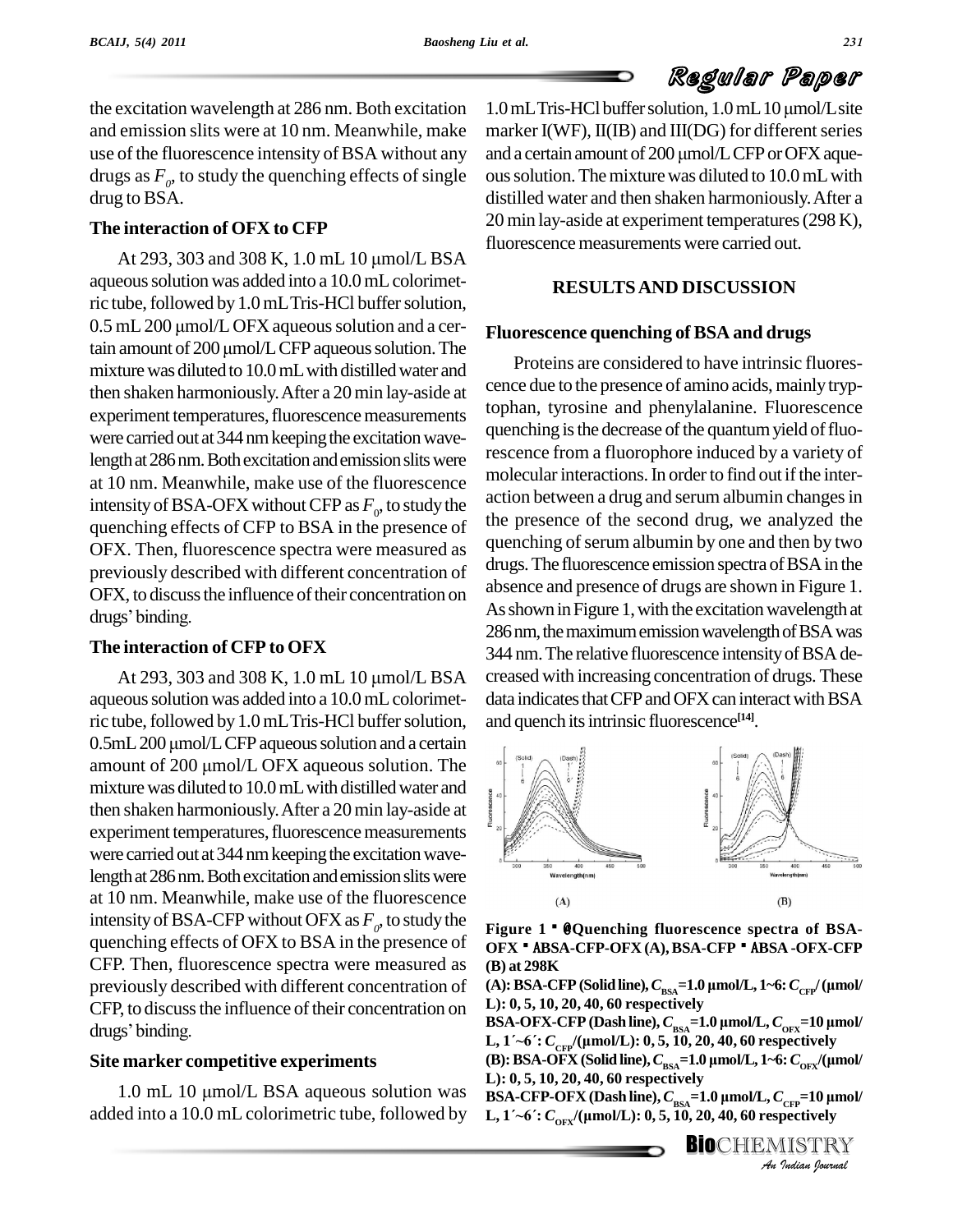the excitation wavelength at 286 nm. Both excitation and emission slits were at 10 nm. Meanwhile, make use of the fluorescence intensity of BSA without any drugs as $F_0$, to study the quenching effects of single drug to BSA.

### The interaction of OFX to CFP

At 293, 303 and 308 K, 1.0 mL 10 μmol/L BSA aqueous solution was added into a 10.0 mL colorimetric tube, followed by 1.0 mL Tris-HCl buffer solution, 0.5 mL 200 μmol/L OFX aqueous solution and a certain amount of 200 μmol/L CFP aqueous solution. The mixture was diluted to 10.0 mL with distilled water and then shaken harmoniously. After a 20 min lay-aside at experiment temperatures, fluorescence measurements were carried out at 344 nm keeping the excitation wavelength at 286 nm. Both excitation and emission slits were at 10 nm. Meanwhile, make use of the fluorescence intensity of BSA-OFX without CFP as $F_0$, to study the quenching effects of CFP to BSA in the presence of OFX. Then, fluorescence spectra were measured as previously described with different concentration of OFX, to discuss the influence of their concentration on drugs' binding.

### The interaction of CFP to OFX

At 293, 303 and 308 K, 1.0 mL 10 μmol/L BSA aqueous solution was added into a 10.0 mL colorimetric tube, followed by 1.0 mL Tris-HCl buffer solution, 0.5mL 200 μmol/L CFP aqueous solution and a certain amount of 200 μmol/L OFX aqueous solution. The mixture was diluted to 10.0 mL with distilled water and then shaken harmoniously. After a 20 min lay-aside at experiment temperatures, fluorescence measurements were carried out at 344 nm keeping the excitation wavelength at 286 nm. Both excitation and emission slits were at 10 nm. Meanwhile, make use of the fluorescence intensity of BSA-CFP without OFX as $F_0$, to study the quenching effects of OFX to BSA in the presence of CFP. Then, fluorescence spectra were measured as previously described with different concentration of CFP, to discuss the influence of their concentration on drugs' binding.

### Site marker competitive experiments

1.0 mL 10 μmol/L BSA aqueous solution was added into a 10.0 mL colorimetric tube, followed by 1.0 mL Tris-HCl buffer solution, 1.0 mL 10 μmol/L site marker I(WF), II(IB) and III(DG) for different series and a certain amount of 200 μmol/L CFP or OFX aqueous solution. The mixture was diluted to 10.0 mL with distilled water and then shaken harmoniously. After a 20 min lay-aside at experiment temperatures (298 K), fluorescence measurements were carried out.

## RESULTS AND DISCUSSION

### Fluorescence quenching of BSA and drugs

Proteins are considered to have intrinsic fluorescence due to the presence of amino acids, mainly tryptophan, tyrosine and phenylalanine. Fluorescence quenching is the decrease of the quantum yield of fluorescence from a fluorophore induced by a variety of molecular interactions. In order to find out if the interaction between a drug and serum albumin changes in the presence of the second drug, we analyzed the quenching of serum albumin by one and then by two drugs. The fluorescence emission spectra of BSA in the absence and presence of drugs are shown in Figure 1. As shown in Figure 1, with the excitation wavelength at 286 nm, the maximum emission wavelength of BSA was 344 nm. The relative fluorescence intensity of BSA decreased with increasing concentration of drugs. These data indicates that CFP and OFX can interact with BSA and quench its intrinsic fluorescence[14].

**Figure 1 : Quenching fluorescence spectra of BSA-OFX : BSA-CFP-OFX (A), BSA-CFP : BSA -OFX-CFP (B) at 298K**

**(A): BSA-CFP (Solid line), $C_{BSA}$=1.0 μmol/L, 1~6: $C_{CFP}$/(μmol/L): 0, 5, 10, 20, 40, 60 respectively**

**BSA-OFX-CFP (Dash line), $C_{BSA}$=1.0 μmol/L, $C_{OFX}$=10 μmol/L, 1´~6´: $C_{CFP}$/(μmol/L): 0, 5, 10, 20, 40, 60 respectively**

**(B): BSA-OFX (Solid line), $C_{BSA}$=1.0 μmol/L, 1~6: $C_{OFX}$/(μmol/L): 0, 5, 10, 20, 40, 60 respectively**

**BSA-CFP-OFX (Dash line), $C_{BSA}$=1.0 μmol/L, $C_{CFP}$=10 μmol/L, 1´~6´: $C_{OFX}$/(μmol/L): 0, 5, 10, 20, 40, 60 respectively**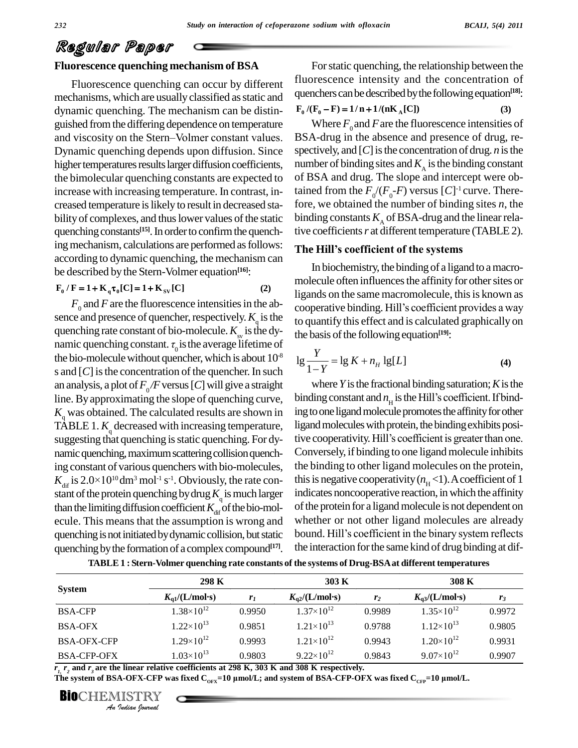### Fluorescence quenching mechanism of BSA

Fluorescence quenching can occur by different mechanisms, which are usually classified as static and dynamic quenching. The mechanism can be distinguished from the differing dependence on temperature and viscosity on the Stern–Volmer constant values. Dynamic quenching depends upon diffusion. Since higher temperatures results larger diffusion coefficients, the bimolecular quenching constants are expected to increase with increasing temperature. In contrast, increased temperature is likely to result in decreased stability of complexes, and thus lower values of the static quenching constants[15]. In order to confirm the quenching mechanism, calculations are performed as follows: according to dynamic quenching, the mechanism can be described by the Stern-Volmer equation[16]:

$$F_0 / F = 1 + K_q \tau_0 [C] = 1 + K_{SV} [C] \qquad (2)$$

$F_0$ and $F$ are the fluorescence intensities in the absence and presence of quencher, respectively. $K_q$ is the quenching rate constant of bio-molecule. $K_{sv}$ is the dynamic quenching constant. $\tau_0$ is the average lifetime of the bio-molecule without quencher, which is about $10^{-8}$ s and $[C]$ is the concentration of the quencher. In such an analysis, a plot of $F_0/F$ versus $[C]$ will give a straight line. By approximating the slope of quenching curve, $K_q$ was obtained. The calculated results are shown in TABLE 1. $K_q$ decreased with increasing temperature, suggesting that quenching is static quenching. For dynamic quenching, maximum scattering collision quenching constant of various quenchers with bio-molecules, $K_{dif}$ is $2.0\times10^{10}$ dm$^3$ mol$^{-1}$ s$^{-1}$. Obviously, the rate constant of the protein quenching by drug $K_q$ is much larger than the limiting diffusion coefficient $K_{dif}$ of the bio-molecule. This means that the assumption is wrong and quenching is not initiated by dynamic collision, but static quenching by the formation of a complex compound[17].

For static quenching, the relationship between the fluorescence intensity and the concentration of quenchers can be described by the following equation[18]:

$$F_0 / (F_0 - F) = 1/n + 1/(nK_A[C]) \qquad (3)$$

Where $F_0$ and $F$ are the fluorescence intensities of BSA-drug in the absence and presence of drug, respectively, and $[C]$ is the concentration of drug. $n$ is the number of binding sites and $K_A$ is the binding constant of BSA and drug. The slope and intercept were obtained from the $F_0/(F_0\text{-}F)$ versus $[C]^{-1}$ curve. Therefore, we obtained the number of binding sites $n$, the binding constants $K_A$ of BSA-drug and the linear relative coefficients $r$ at different temperature (TABLE 2).

### The Hill's coefficient of the systems

In biochemistry, the binding of a ligand to a macromolecule often influences the affinity for other sites or ligands on the same macromolecule, this is known as cooperative binding. Hill's coefficient provides a way to quantify this effect and is calculated graphically on the basis of the following equation[19]:

$$\lg \frac{Y}{1-Y} = \lg K + n_H \lg[L] \qquad (4)$$

where $Y$ is the fractional binding saturation; $K$ is the binding constant and $n_H$ is the Hill's coefficient. If binding to one ligand molecule promotes the affinity for other ligand molecules with protein, the binding exhibits positive cooperativity. Hill's coefficient is greater than one. Conversely, if binding to one ligand molecule inhibits the binding to other ligand molecules on the protein, this is negative cooperativity ($n_H$ <1). A coefficient of 1 indicates noncooperative reaction, in which the affinity of the protein for a ligand molecule is not dependent on whether or not other ligand molecules are already bound. Hill's coefficient in the binary system reflects the interaction for the same kind of drug binding at dif-

**TABLE 1 : Stern-Volmer quenching rate constants of the systems of Drug-BSA at different temperatures**

| System | 298 K | | 303 K | | 308 K | |
|---|---|---|---|---|---|---|
| | $K_{q1}$/(L/mol·s) | $r_1$ | $K_{q2}$/(L/mol·s) | $r_2$ | $K_{q3}$/(L/mol·s) | $r_3$ |
| BSA-CFP | $1.38\times10^{12}$ | 0.9950 | $1.37\times10^{12}$ | 0.9989 | $1.35\times10^{12}$ | 0.9972 |
| BSA-OFX | $1.22\times10^{13}$ | 0.9851 | $1.21\times10^{13}$ | 0.9788 | $1.12\times10^{13}$ | 0.9805 |
| BSA-OFX-CFP | $1.29\times10^{12}$ | 0.9993 | $1.21\times10^{12}$ | 0.9943 | $1.20\times10^{12}$ | 0.9931 |
| BSA-CFP-OFX | $1.03\times10^{13}$ | 0.9803 | $9.22\times10^{12}$ | 0.9843 | $9.07\times10^{12}$ | 0.9907 |

**$r_1$, $r_2$ and $r_3$ are the linear relative coefficients at 298 K, 303 K and 308 K respectively.**
**The system of BSA-OFX-CFP was fixed $C_{OFX}$=10 μmol/L; and system of BSA-CFP-OFX was fixed $C_{CFP}$=10 μmol/L.**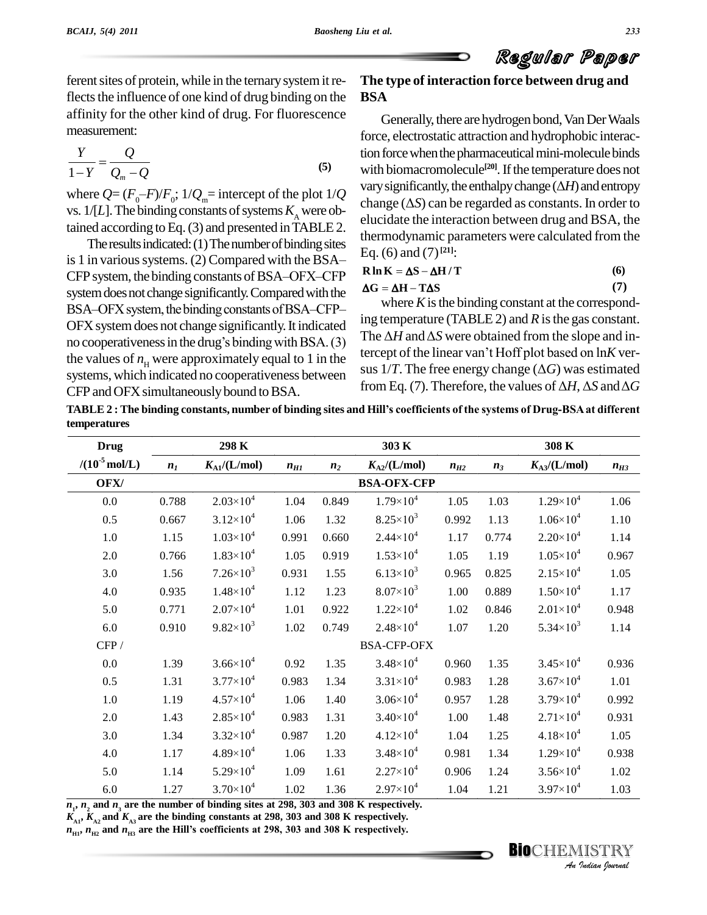ferent sites of protein, while in the ternary system it reflects the influence of one kind of drug binding on the affinity for the other kind of drug. For fluorescence measurement:

$$\frac{Y}{1-Y} = \frac{Q}{Q_m - Q} \quad (5)$$

where $Q = (F_0 - F)/F_0$; $1/Q_m$ = intercept of the plot $1/Q$ vs. $1/[L]$. The binding constants of systems $K_A$ were obtained according to Eq. (3) and presented in TABLE 2.

The results indicated: (1) The number of binding sites is 1 in various systems. (2) Compared with the BSA–CFP system, the binding constants of BSA–OFX–CFP system does not change significantly. Compared with the BSA–OFX system, the binding constants of BSA–CFP–OFX system does not change significantly. It indicated no cooperativeness in the drug's binding with BSA. (3) the values of $n_H$ were approximately equal to 1 in the systems, which indicated no cooperativeness between CFP and OFX simultaneously bound to BSA.

### The type of interaction force between drug and BSA

Generally, there are hydrogen bond, Van Der Waals force, electrostatic attraction and hydrophobic interaction force when the pharmaceutical mini-molecule binds with biomacromolecule[20]. If the temperature does not vary significantly, the enthalpy change ($\Delta H$) and entropy change ($\Delta S$) can be regarded as constants. In order to elucidate the interaction between drug and BSA, the thermodynamic parameters were calculated from the Eq. (6) and (7)[21]:

$$\mathbf{R \ln K = \Delta S - \Delta H / T} \quad (6)$$

$$\mathbf{\Delta G = \Delta H - T\Delta S} \quad (7)$$

where $K$ is the binding constant at the corresponding temperature (TABLE 2) and $R$ is the gas constant. The $\Delta H$ and $\Delta S$ were obtained from the slope and intercept of the linear van't Hoff plot based on $\ln K$ versus $1/T$. The free energy change ($\Delta G$) was estimated from Eq. (7). Therefore, the values of $\Delta H$, $\Delta S$ and $\Delta G$

**TABLE 2 : The binding constants, number of binding sites and Hill's coefficients of the systems of Drug-BSA at different temperatures**

| Drug | 298 K | | | 303 K | | | 308 K | | |
|---|---|---|---|---|---|---|---|---|---|
| $/(10^{-5}$ mol/L) | $n_1$ | $K_{A1}$/(L/mol) | $n_{H1}$ | $n_2$ | $K_{A2}$/(L/mol) | $n_{H2}$ | $n_3$ | $K_{A3}$/(L/mol) | $n_{H3}$ |
| **OFX/** | | | | | **BSA-OFX-CFP** | | | | |
| 0.0 | 0.788 | $2.03\times10^4$ | 1.04 | 0.849 | $1.79\times10^4$ | 1.05 | 1.03 | $1.29\times10^4$ | 1.06 |
| 0.5 | 0.667 | $3.12\times10^4$ | 1.06 | 1.32 | $8.25\times10^3$ | 0.992 | 1.13 | $1.06\times10^4$ | 1.10 |
| 1.0 | 1.15 | $1.03\times10^4$ | 0.991 | 0.660 | $2.44\times10^4$ | 1.17 | 0.774 | $2.20\times10^4$ | 1.14 |
| 2.0 | 0.766 | $1.83\times10^4$ | 1.05 | 0.919 | $1.53\times10^4$ | 1.05 | 1.19 | $1.05\times10^4$ | 0.967 |
| 3.0 | 1.56 | $7.26\times10^3$ | 0.931 | 1.55 | $6.13\times10^3$ | 0.965 | 0.825 | $2.15\times10^4$ | 1.05 |
| 4.0 | 0.935 | $1.48\times10^4$ | 1.12 | 1.23 | $8.07\times10^3$ | 1.00 | 0.889 | $1.50\times10^4$ | 1.17 |
| 5.0 | 0.771 | $2.07\times10^4$ | 1.01 | 0.922 | $1.22\times10^4$ | 1.02 | 0.846 | $2.01\times10^4$ | 0.948 |
| 6.0 | 0.910 | $9.82\times10^3$ | 1.02 | 0.749 | $2.48\times10^4$ | 1.07 | 1.20 | $5.34\times10^3$ | 1.14 |
| CFP / | | | | | BSA-CFP-OFX | | | | |
| 0.0 | 1.39 | $3.66\times10^4$ | 0.92 | 1.35 | $3.48\times10^4$ | 0.960 | 1.35 | $3.45\times10^4$ | 0.936 |
| 0.5 | 1.31 | $3.77\times10^4$ | 0.983 | 1.34 | $3.31\times10^4$ | 0.983 | 1.28 | $3.67\times10^4$ | 1.01 |
| 1.0 | 1.19 | $4.57\times10^4$ | 1.06 | 1.40 | $3.06\times10^4$ | 0.957 | 1.28 | $3.79\times10^4$ | 0.992 |
| 2.0 | 1.43 | $2.85\times10^4$ | 0.983 | 1.31 | $3.40\times10^4$ | 1.00 | 1.48 | $2.71\times10^4$ | 0.931 |
| 3.0 | 1.34 | $3.32\times10^4$ | 0.987 | 1.20 | $4.12\times10^4$ | 1.04 | 1.25 | $4.18\times10^4$ | 1.05 |
| 4.0 | 1.17 | $4.89\times10^4$ | 1.06 | 1.33 | $3.48\times10^4$ | 0.981 | 1.34 | $1.29\times10^4$ | 0.938 |
| 5.0 | 1.14 | $5.29\times10^4$ | 1.09 | 1.61 | $2.27\times10^4$ | 0.906 | 1.24 | $3.56\times10^4$ | 1.02 |
| 6.0 | 1.27 | $3.70\times10^4$ | 1.02 | 1.36 | $2.97\times10^4$ | 1.04 | 1.21 | $3.97\times10^4$ | 1.03 |

$n_1$, $n_2$ and $n_3$ are the number of binding sites at 298, 303 and 308 K respectively.
$K_{A1}$, $K_{A2}$ and $K_{A3}$ are the binding constants at 298, 303 and 308 K respectively.
$n_{H1}$, $n_{H2}$ and $n_{H3}$ are the Hill's coefficients at 298, 303 and 308 K respectively.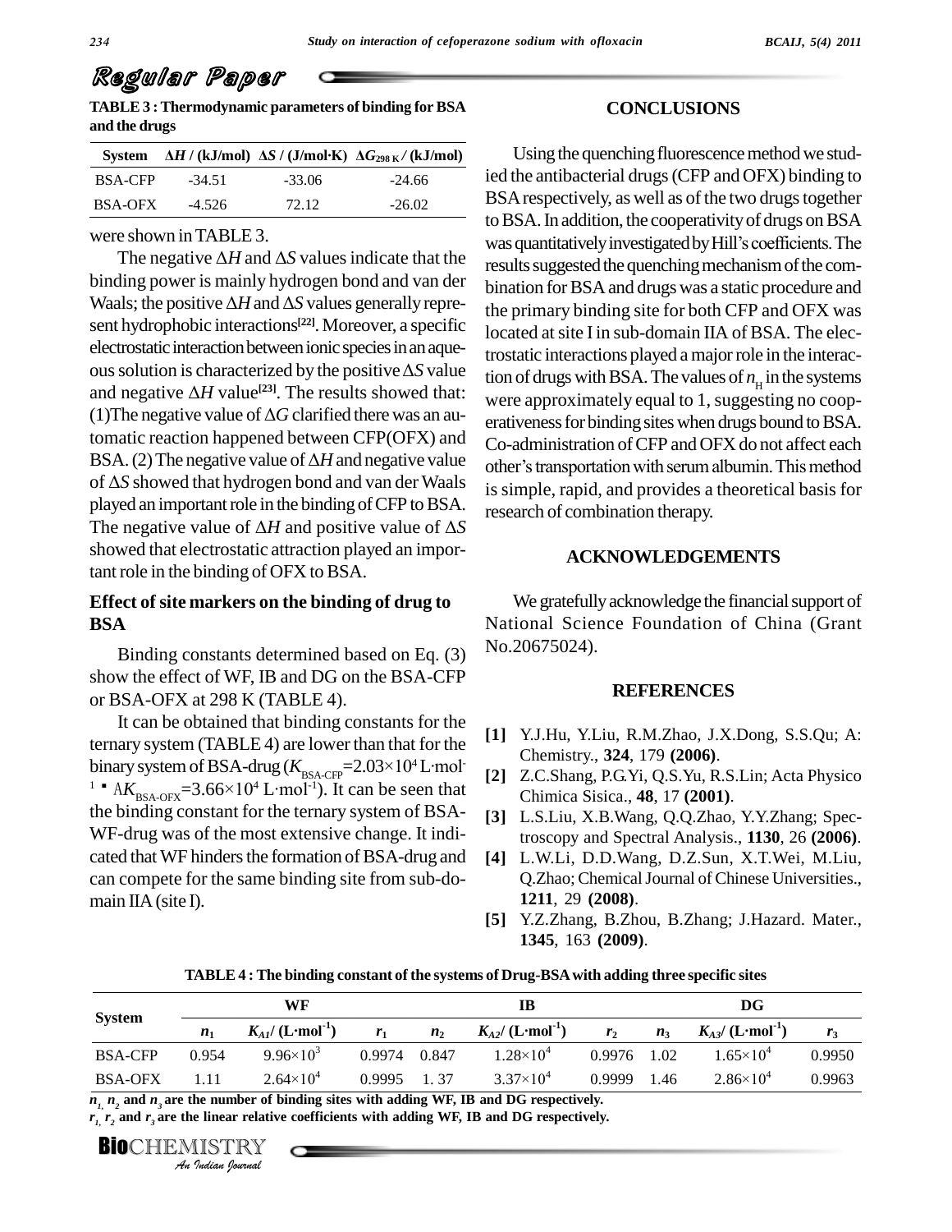**TABLE 3 : Thermodynamic parameters of binding for BSA and the drugs**

| System | $\Delta H$ / (kJ/mol) | $\Delta S$ / (J/mol·K) | $\Delta G_{298\,K}$ / (kJ/mol) |
|---|---|---|---|
| BSA-CFP | -34.51 | -33.06 | -24.66 |
| BSA-OFX | -4.526 | 72.12 | -26.02 |

were shown in TABLE 3.

The negative $\Delta H$ and $\Delta S$ values indicate that the binding power is mainly hydrogen bond and van der Waals; the positive $\Delta H$ and $\Delta S$ values generally represent hydrophobic interactions[22]. Moreover, a specific electrostatic interaction between ionic species in an aqueous solution is characterized by the positive $\Delta S$ value and negative $\Delta H$ value[23]. The results showed that: (1)The negative value of $\Delta G$ clarified there was an automatic reaction happened between CFP(OFX) and BSA. (2) The negative value of $\Delta H$ and negative value of $\Delta S$ showed that hydrogen bond and van der Waals played an important role in the binding of CFP to BSA. The negative value of $\Delta H$ and positive value of $\Delta S$ showed that electrostatic attraction played an important role in the binding of OFX to BSA.

## Effect of site markers on the binding of drug to BSA

Binding constants determined based on Eq. (3) show the effect of WF, IB and DG on the BSA-CFP or BSA-OFX at 298 K (TABLE 4).

It can be obtained that binding constants for the ternary system (TABLE 4) are lower than that for the binary system of BSA-drug ($K_{BSA\text{-}CFP}$=2.03×10$^4$ L·mol$^{-1}$ ▪ $AK_{BSA\text{-}OFX}$=3.66×10$^4$ L·mol$^{-1}$). It can be seen that the binding constant for the ternary system of BSA-WF-drug was of the most extensive change. It indicated that WF hinders the formation of BSA-drug and can compete for the same binding site from sub-domain IIA (site I).

**TABLE 4 : The binding constant of the systems of Drug-BSA with adding three specific sites**

| System | WF | | | IB | | | DG | | |
|---|---|---|---|---|---|---|---|---|---|
| | $n_1$ | $K_{A1}$/ (L·mol$^{-1}$) | $r_1$ | $n_2$ | $K_{A2}$/ (L·mol$^{-1}$) | $r_2$ | $n_3$ | $K_{A3}$/ (L·mol$^{-1}$) | $r_3$ |
| BSA-CFP | 0.954 | 9.96×10$^3$ | 0.9974 | 0.847 | 1.28×10$^4$ | 0.9976 | 1.02 | 1.65×10$^4$ | 0.9950 |
| BSA-OFX | 1.11 | 2.64×10$^4$ | 0.9995 | 1. 37 | 3.37×10$^4$ | 0.9999 | 1.46 | 2.86×10$^4$ | 0.9963 |

$n_1$, $n_2$ and $n_3$ are the number of binding sites with adding WF, IB and DG respectively.
$r_1$, $r_2$ and $r_3$ are the linear relative coefficients with adding WF, IB and DG respectively.

## CONCLUSIONS

Using the quenching fluorescence method we studied the antibacterial drugs (CFP and OFX) binding to BSA respectively, as well as of the two drugs together to BSA. In addition, the cooperativity of drugs on BSA was quantitatively investigated by Hill's coefficients. The results suggested the quenching mechanism of the combination for BSA and drugs was a static procedure and the primary binding site for both CFP and OFX was located at site I in sub-domain IIA of BSA. The electrostatic interactions played a major role in the interaction of drugs with BSA. The values of $n_H$ in the systems were approximately equal to 1, suggesting no cooperativeness for binding sites when drugs bound to BSA. Co-administration of CFP and OFX do not affect each other's transportation with serum albumin. This method is simple, rapid, and provides a theoretical basis for research of combination therapy.

## ACKNOWLEDGEMENTS

We gratefully acknowledge the financial support of National Science Foundation of China (Grant No.20675024).

## REFERENCES

[1] Y.J.Hu, Y.Liu, R.M.Zhao, J.X.Dong, S.S.Qu; A: Chemistry., **324**, 179 **(2006)**.

[2] Z.C.Shang, P.G.Yi, Q.S.Yu, R.S.Lin; Acta Physico Chimica Sisica., **48**, 17 **(2001)**.

[3] L.S.Liu, X.B.Wang, Q.Q.Zhao, Y.Y.Zhang; Spectroscopy and Spectral Analysis., **1130**, 26 **(2006)**.

[4] L.W.Li, D.D.Wang, D.Z.Sun, X.T.Wei, M.Liu, Q.Zhao; Chemical Journal of Chinese Universities., **1211**, 29 **(2008)**.

[5] Y.Z.Zhang, B.Zhou, B.Zhang; J.Hazard. Mater., **1345**, 163 **(2009)**.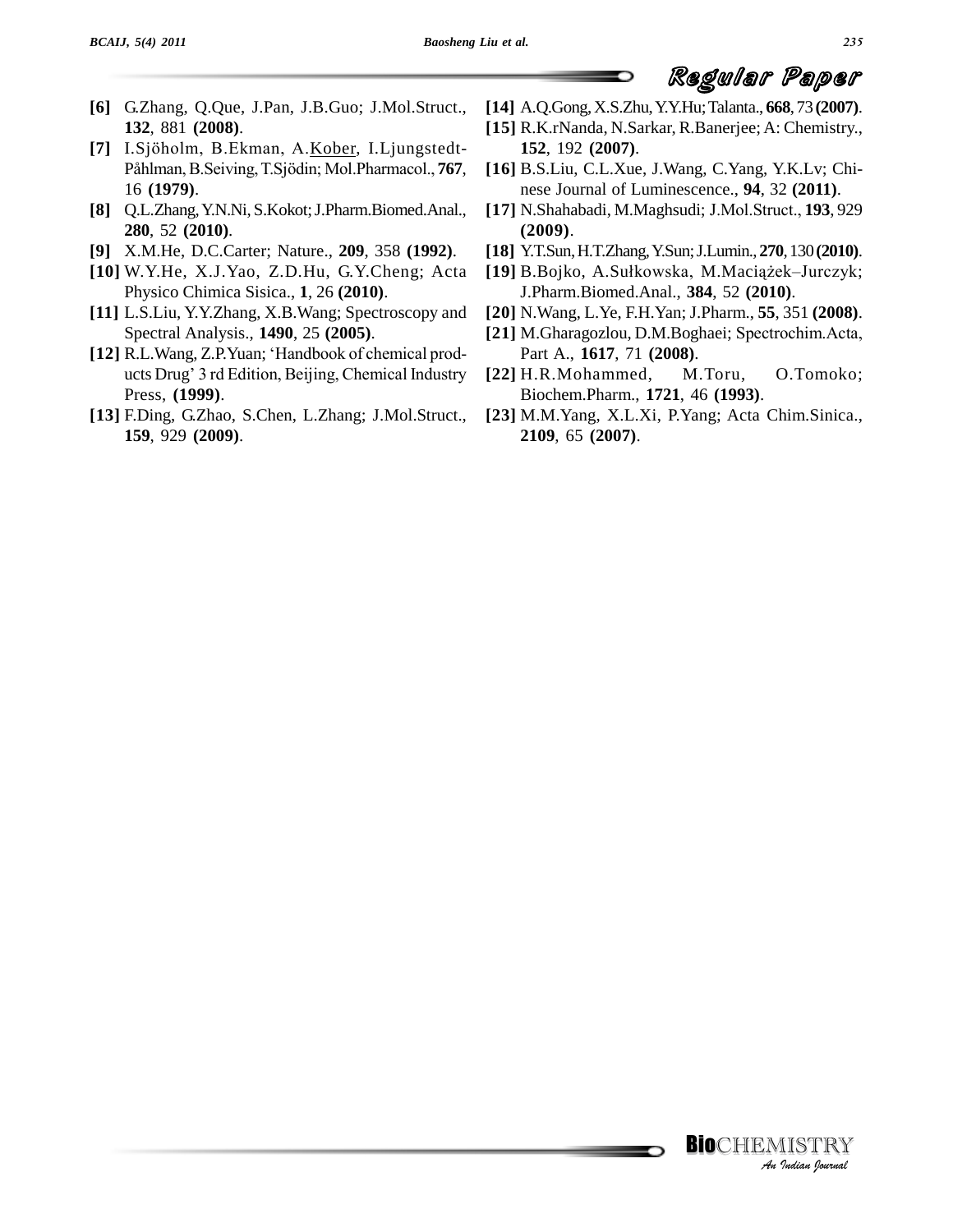- **[6]** G.Zhang, Q.Que, J.Pan, J.B.Guo; J.Mol.Struct., **132**, 881 **(2008)**.
- **[7]** I.Sjöholm, B.Ekman, A.Kober, I.Ljungstedt-Påhlman, B.Seiving, T.Sjödin; Mol.Pharmacol., **767**, 16 **(1979)**.
- **[8]** Q.L.Zhang, Y.N.Ni, S.Kokot; J.Pharm.Biomed.Anal., **280**, 52 **(2010)**.
- **[9]** X.M.He, D.C.Carter; Nature., **209**, 358 **(1992)**.
- **[10]** W.Y.He, X.J.Yao, Z.D.Hu, G.Y.Cheng; Acta Physico Chimica Sisica., **1**, 26 **(2010)**.
- **[11]** L.S.Liu, Y.Y.Zhang, X.B.Wang; Spectroscopy and Spectral Analysis., **1490**, 25 **(2005)**.
- **[12]** R.L.Wang, Z.P.Yuan; 'Handbook of chemical products Drug' 3 rd Edition, Beijing, Chemical Industry Press, **(1999)**.
- **[13]** F.Ding, G.Zhao, S.Chen, L.Zhang; J.Mol.Struct., **159**, 929 **(2009)**.
- **[14]** A.Q.Gong, X.S.Zhu, Y.Y.Hu; Talanta., **668**, 73 **(2007)**.
- **[15]** R.K.rNanda, N.Sarkar, R.Banerjee; A: Chemistry., **152**, 192 **(2007)**.
- **[16]** B.S.Liu, C.L.Xue, J.Wang, C.Yang, Y.K.Lv; Chinese Journal of Luminescence., **94**, 32 **(2011)**.
- **[17]** N.Shahabadi, M.Maghsudi; J.Mol.Struct., **193**, 929 **(2009)**.
- **[18]** Y.T.Sun, H.T.Zhang, Y.Sun; J.Lumin., **270**, 130 **(2010)**.
- **[19]** B.Bojko, A.Sułkowska, M.Maciążek–Jurczyk; J.Pharm.Biomed.Anal., **384**, 52 **(2010)**.
- **[20]** N.Wang, L.Ye, F.H.Yan; J.Pharm., **55**, 351 **(2008)**.
- **[21]** M.Gharagozlou, D.M.Boghaei; Spectrochim.Acta, Part A., **1617**, 71 **(2008)**.
- **[22]** H.R.Mohammed, M.Toru, O.Tomoko; Biochem.Pharm., **1721**, 46 **(1993)**.
- **[23]** M.M.Yang, X.L.Xi, P.Yang; Acta Chim.Sinica., **2109**, 65 **(2007)**.